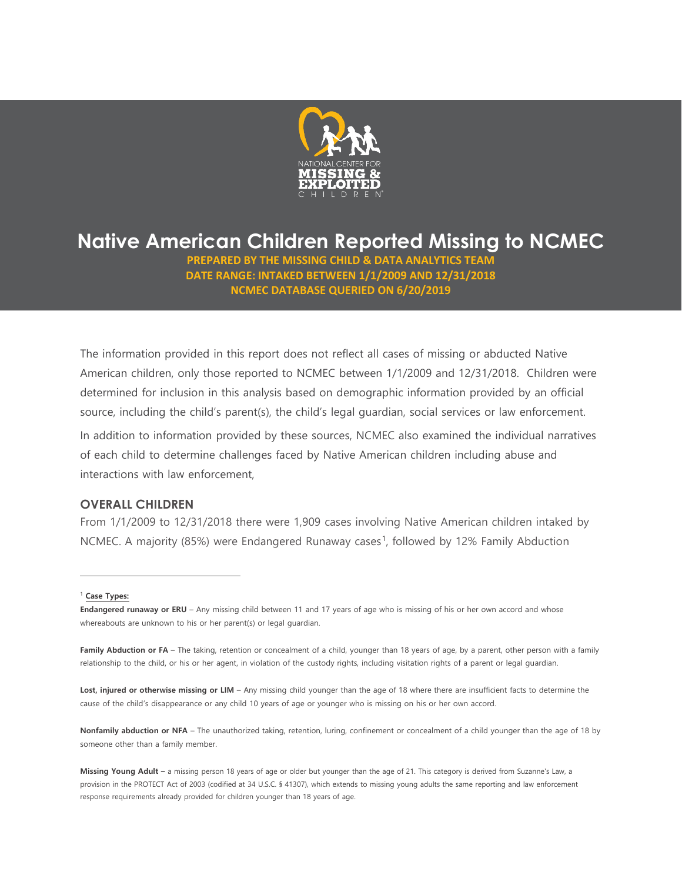# Native American Children Reported Missing to NCMEC

**PREPARED BY THE MISSING CHILD & DATA ANALYTICS TEAM**
**DATE RANGE: INTAKED BETWEEN 1/1/2009 AND 12/31/2018**
**NCMEC DATABASE QUERIED ON 6/20/2019**

The information provided in this report does not reflect all cases of missing or abducted Native American children, only those reported to NCMEC between 1/1/2009 and 12/31/2018. Children were determined for inclusion in this analysis based on demographic information provided by an official source, including the child's parent(s), the child's legal guardian, social services or law enforcement.

In addition to information provided by these sources, NCMEC also examined the individual narratives of each child to determine challenges faced by Native American children including abuse and interactions with law enforcement,

## OVERALL CHILDREN

From 1/1/2009 to 12/31/2018 there were 1,909 cases involving Native American children intaked by NCMEC. A majority (85%) were Endangered Runaway cases[1], followed by 12% Family Abduction

---

[1] **Case Types:**

**Endangered runaway or ERU** – Any missing child between 11 and 17 years of age who is missing of his or her own accord and whose whereabouts are unknown to his or her parent(s) or legal guardian.

**Family Abduction or FA** – The taking, retention or concealment of a child, younger than 18 years of age, by a parent, other person with a family relationship to the child, or his or her agent, in violation of the custody rights, including visitation rights of a parent or legal guardian.

**Lost, injured or otherwise missing or LIM** – Any missing child younger than the age of 18 where there are insufficient facts to determine the cause of the child's disappearance or any child 10 years of age or younger who is missing on his or her own accord.

**Nonfamily abduction or NFA** – The unauthorized taking, retention, luring, confinement or concealment of a child younger than the age of 18 by someone other than a family member.

**Missing Young Adult –** a missing person 18 years of age or older but younger than the age of 21. This category is derived from Suzanne's Law, a provision in the PROTECT Act of 2003 (codified at 34 U.S.C. § 41307), which extends to missing young adults the same reporting and law enforcement response requirements already provided for children younger than 18 years of age.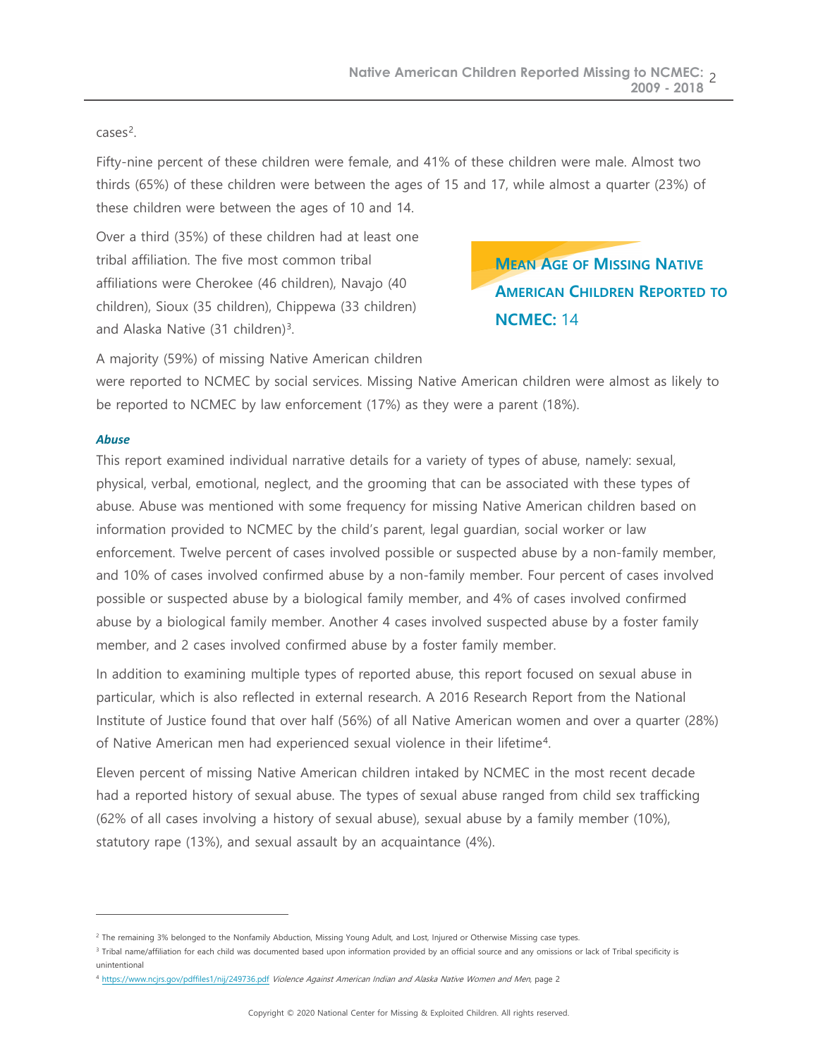cases[2].

Fifty-nine percent of these children were female, and 41% of these children were male. Almost two thirds (65%) of these children were between the ages of 15 and 17, while almost a quarter (23%) of these children were between the ages of 10 and 14.

Over a third (35%) of these children had at least one tribal affiliation. The five most common tribal affiliations were Cherokee (46 children), Navajo (40 children), Sioux (35 children), Chippewa (33 children) and Alaska Native (31 children)[3].

**MEAN AGE OF MISSING NATIVE AMERICAN CHILDREN REPORTED TO NCMEC:** 14

A majority (59%) of missing Native American children were reported to NCMEC by social services. Missing Native American children were almost as likely to be reported to NCMEC by law enforcement (17%) as they were a parent (18%).

***Abuse***

This report examined individual narrative details for a variety of types of abuse, namely: sexual, physical, verbal, emotional, neglect, and the grooming that can be associated with these types of abuse. Abuse was mentioned with some frequency for missing Native American children based on information provided to NCMEC by the child's parent, legal guardian, social worker or law enforcement. Twelve percent of cases involved possible or suspected abuse by a non-family member, and 10% of cases involved confirmed abuse by a non-family member. Four percent of cases involved possible or suspected abuse by a biological family member, and 4% of cases involved confirmed abuse by a biological family member. Another 4 cases involved suspected abuse by a foster family member, and 2 cases involved confirmed abuse by a foster family member.

In addition to examining multiple types of reported abuse, this report focused on sexual abuse in particular, which is also reflected in external research. A 2016 Research Report from the National Institute of Justice found that over half (56%) of all Native American women and over a quarter (28%) of Native American men had experienced sexual violence in their lifetime[4].

Eleven percent of missing Native American children intaked by NCMEC in the most recent decade had a reported history of sexual abuse. The types of sexual abuse ranged from child sex trafficking (62% of all cases involving a history of sexual abuse), sexual abuse by a family member (10%), statutory rape (13%), and sexual assault by an acquaintance (4%).

---

[2] The remaining 3% belonged to the Nonfamily Abduction, Missing Young Adult, and Lost, Injured or Otherwise Missing case types.

[3] Tribal name/affiliation for each child was documented based upon information provided by an official source and any omissions or lack of Tribal specificity is unintentional

[4] https://www.ncjrs.gov/pdffiles1/nij/249736.pdf *Violence Against American Indian and Alaska Native Women and Men*, page 2

Copyright © 2020 National Center for Missing & Exploited Children. All rights reserved.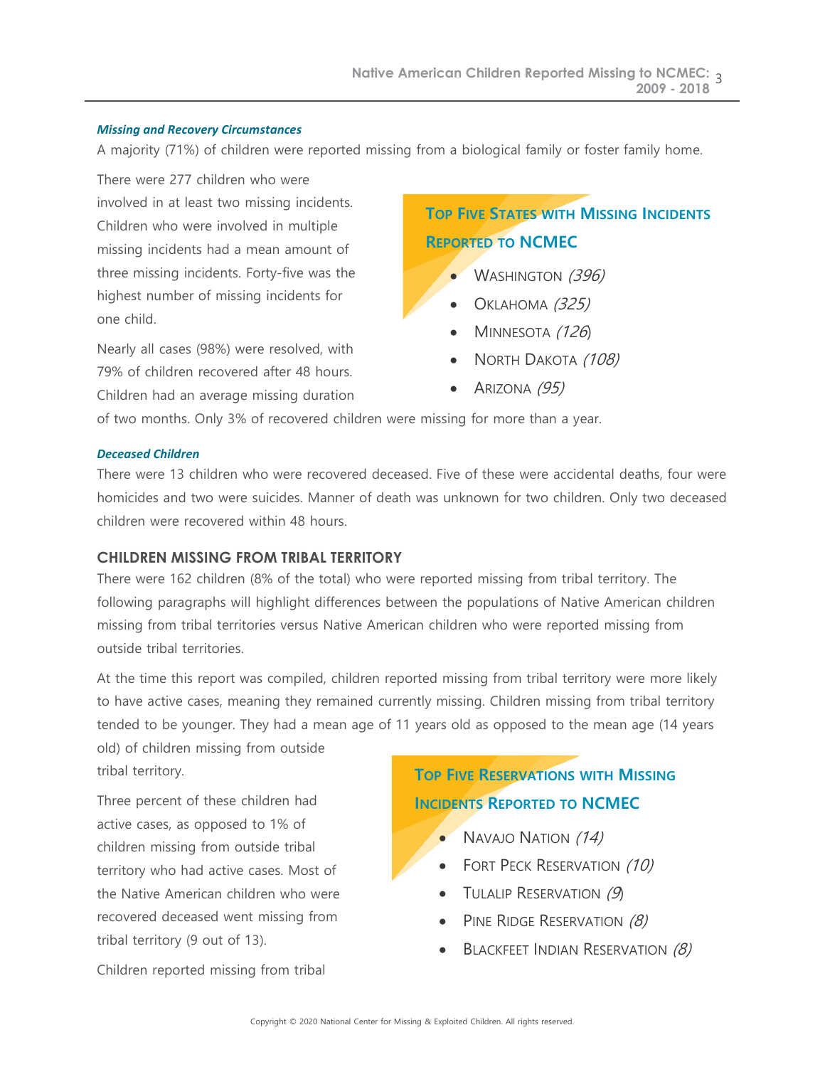### *Missing and Recovery Circumstances*

A majority (71%) of children were reported missing from a biological family or foster family home.

There were 277 children who were involved in at least two missing incidents. Children who were involved in multiple missing incidents had a mean amount of three missing incidents. Forty-five was the highest number of missing incidents for one child.

Nearly all cases (98%) were resolved, with 79% of children recovered after 48 hours. Children had an average missing duration of two months. Only 3% of recovered children were missing for more than a year.

**Top Five States with Missing Incidents Reported to NCMEC**

- Washington *(396)*
- Oklahoma *(325)*
- Minnesota *(126)*
- North Dakota *(108)*
- Arizona *(95)*

### *Deceased Children*

There were 13 children who were recovered deceased. Five of these were accidental deaths, four were homicides and two were suicides. Manner of death was unknown for two children. Only two deceased children were recovered within 48 hours.

## CHILDREN MISSING FROM TRIBAL TERRITORY

There were 162 children (8% of the total) who were reported missing from tribal territory. The following paragraphs will highlight differences between the populations of Native American children missing from tribal territories versus Native American children who were reported missing from outside tribal territories.

At the time this report was compiled, children reported missing from tribal territory were more likely to have active cases, meaning they remained currently missing. Children missing from tribal territory tended to be younger. They had a mean age of 11 years old as opposed to the mean age (14 years old) of children missing from outside tribal territory.

Three percent of these children had active cases, as opposed to 1% of children missing from outside tribal territory who had active cases. Most of the Native American children who were recovered deceased went missing from tribal territory (9 out of 13).

**Top Five Reservations with Missing Incidents Reported to NCMEC**

- Navajo Nation *(14)*
- Fort Peck Reservation *(10)*
- Tulalip Reservation *(9)*
- Pine Ridge Reservation *(8)*
- Blackfeet Indian Reservation *(8)*

Children reported missing from tribal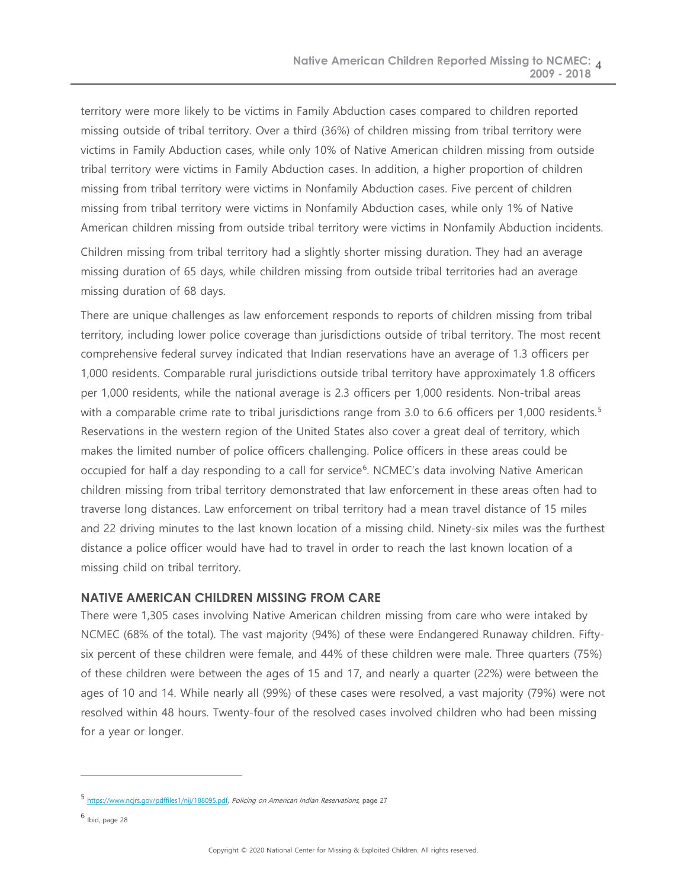territory were more likely to be victims in Family Abduction cases compared to children reported missing outside of tribal territory. Over a third (36%) of children missing from tribal territory were victims in Family Abduction cases, while only 10% of Native American children missing from outside tribal territory were victims in Family Abduction cases. In addition, a higher proportion of children missing from tribal territory were victims in Nonfamily Abduction cases. Five percent of children missing from tribal territory were victims in Nonfamily Abduction cases, while only 1% of Native American children missing from outside tribal territory were victims in Nonfamily Abduction incidents.

Children missing from tribal territory had a slightly shorter missing duration. They had an average missing duration of 65 days, while children missing from outside tribal territories had an average missing duration of 68 days.

There are unique challenges as law enforcement responds to reports of children missing from tribal territory, including lower police coverage than jurisdictions outside of tribal territory. The most recent comprehensive federal survey indicated that Indian reservations have an average of 1.3 officers per 1,000 residents. Comparable rural jurisdictions outside tribal territory have approximately 1.8 officers per 1,000 residents, while the national average is 2.3 officers per 1,000 residents. Non-tribal areas with a comparable crime rate to tribal jurisdictions range from 3.0 to 6.6 officers per 1,000 residents.[5] Reservations in the western region of the United States also cover a great deal of territory, which makes the limited number of police officers challenging. Police officers in these areas could be occupied for half a day responding to a call for service[6]. NCMEC's data involving Native American children missing from tribal territory demonstrated that law enforcement in these areas often had to traverse long distances. Law enforcement on tribal territory had a mean travel distance of 15 miles and 22 driving minutes to the last known location of a missing child. Ninety-six miles was the furthest distance a police officer would have had to travel in order to reach the last known location of a missing child on tribal territory.

## NATIVE AMERICAN CHILDREN MISSING FROM CARE

There were 1,305 cases involving Native American children missing from care who were intaked by NCMEC (68% of the total). The vast majority (94%) of these were Endangered Runaway children. Fifty-six percent of these children were female, and 44% of these children were male. Three quarters (75%) of these children were between the ages of 15 and 17, and nearly a quarter (22%) were between the ages of 10 and 14. While nearly all (99%) of these cases were resolved, a vast majority (79%) were not resolved within 48 hours. Twenty-four of the resolved cases involved children who had been missing for a year or longer.

---

[5] https://www.ncjrs.gov/pdffiles1/nij/188095.pdf, *Policing on American Indian Reservations*, page 27

[6] Ibid, page 28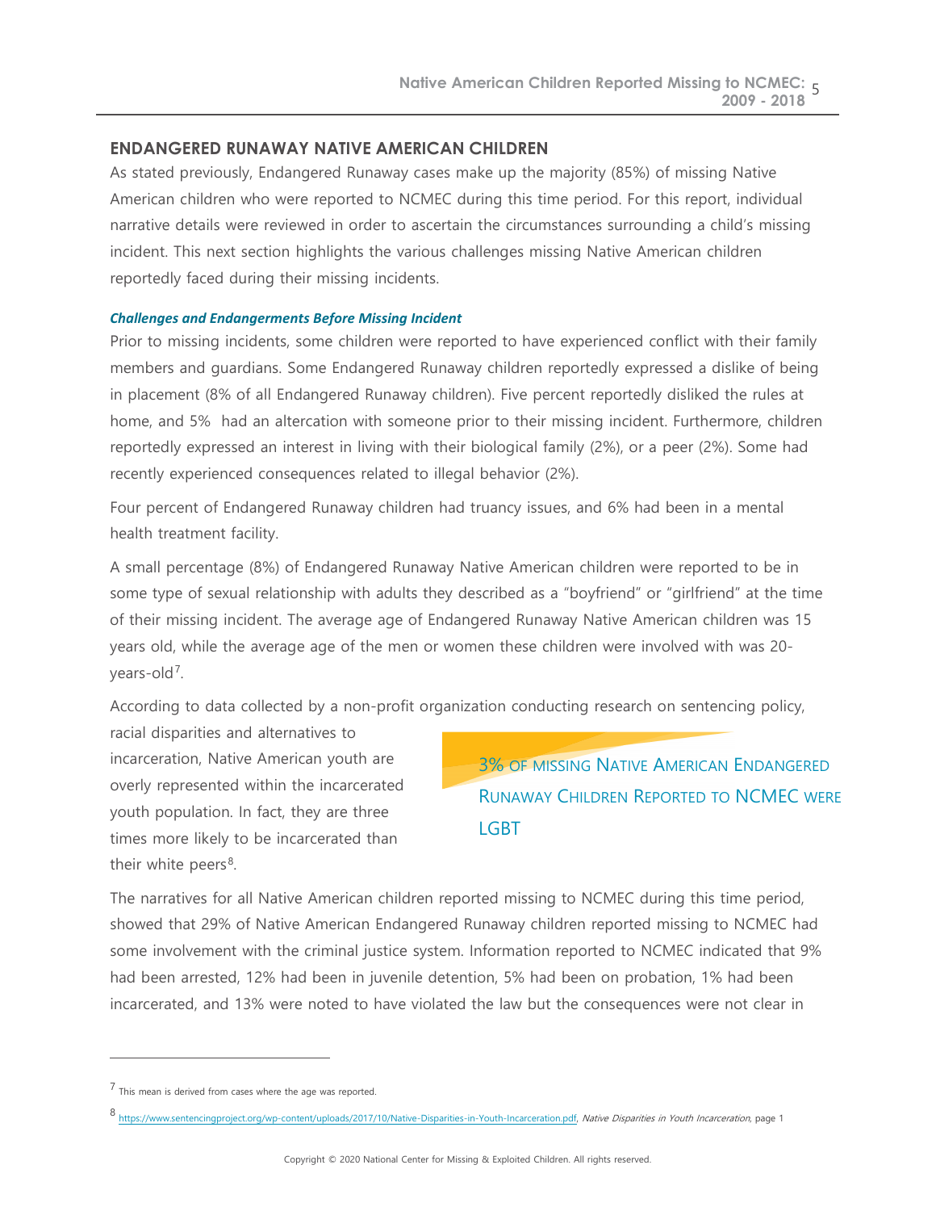## ENDANGERED RUNAWAY NATIVE AMERICAN CHILDREN

As stated previously, Endangered Runaway cases make up the majority (85%) of missing Native American children who were reported to NCMEC during this time period. For this report, individual narrative details were reviewed in order to ascertain the circumstances surrounding a child's missing incident. This next section highlights the various challenges missing Native American children reportedly faced during their missing incidents.

### *Challenges and Endangerments Before Missing Incident*

Prior to missing incidents, some children were reported to have experienced conflict with their family members and guardians. Some Endangered Runaway children reportedly expressed a dislike of being in placement (8% of all Endangered Runaway children). Five percent reportedly disliked the rules at home, and 5% had an altercation with someone prior to their missing incident. Furthermore, children reportedly expressed an interest in living with their biological family (2%), or a peer (2%). Some had recently experienced consequences related to illegal behavior (2%).

Four percent of Endangered Runaway children had truancy issues, and 6% had been in a mental health treatment facility.

A small percentage (8%) of Endangered Runaway Native American children were reported to be in some type of sexual relationship with adults they described as a "boyfriend" or "girlfriend" at the time of their missing incident. The average age of Endangered Runaway Native American children was 15 years old, while the average age of the men or women these children were involved with was 20-years-old[7].

According to data collected by a non-profit organization conducting research on sentencing policy, racial disparities and alternatives to incarceration, Native American youth are overly represented within the incarcerated youth population. In fact, they are three times more likely to be incarcerated than their white peers[8].

> 3% OF MISSING NATIVE AMERICAN ENDANGERED RUNAWAY CHILDREN REPORTED TO NCMEC WERE LGBT

The narratives for all Native American children reported missing to NCMEC during this time period, showed that 29% of Native American Endangered Runaway children reported missing to NCMEC had some involvement with the criminal justice system. Information reported to NCMEC indicated that 9% had been arrested, 12% had been in juvenile detention, 5% had been on probation, 1% had been incarcerated, and 13% were noted to have violated the law but the consequences were not clear in

---

[7] This mean is derived from cases where the age was reported.

[8] https://www.sentencingproject.org/wp-content/uploads/2017/10/Native-Disparities-in-Youth-Incarceration.pdf, *Native Disparities in Youth Incarceration*, page 1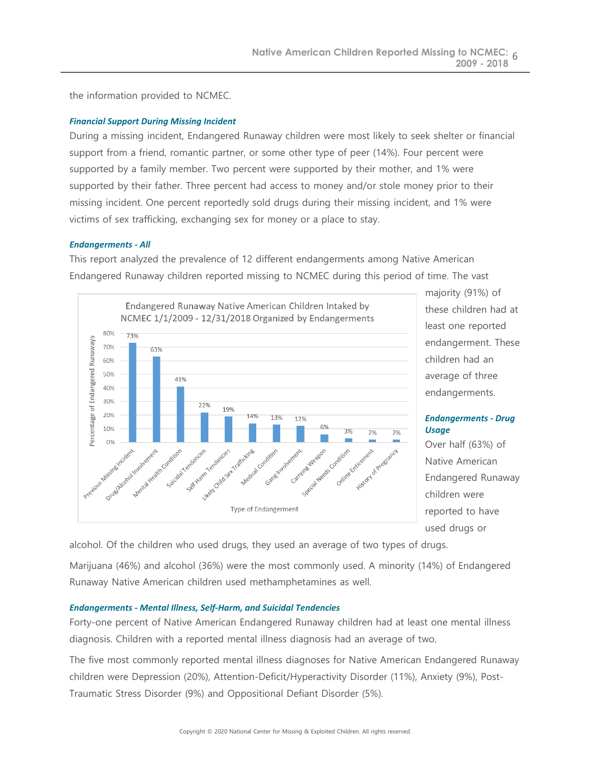the information provided to NCMEC.

***Financial Support During Missing Incident***

During a missing incident, Endangered Runaway children were most likely to seek shelter or financial support from a friend, romantic partner, or some other type of peer (14%). Four percent were supported by a family member. Two percent were supported by their mother, and 1% were supported by their father. Three percent had access to money and/or stole money prior to their missing incident. One percent reportedly sold drugs during their missing incident, and 1% were victims of sex trafficking, exchanging sex for money or a place to stay.

***Endangerments - All***

This report analyzed the prevalence of 12 different endangerments among Native American Endangered Runaway children reported missing to NCMEC during this period of time. The vast majority (91%) of these children had at least one reported endangerment. These children had an average of three endangerments.

Endangered Runaway Native American Children Intaked by NCMEC 1/1/2009 - 12/31/2018 Organized by Endangerments

| Type of Endangerment | Percentage of Endangered Runaways |
|---|---|
| Previous Missing Incident | 73% |
| Drug/Alcohol Involvement | 63% |
| Mental Health Condition | 41% |
| Suicidal Tendencies | 22% |
| Self Harm Tendencies | 19% |
| Likely Child Sex Trafficking | 14% |
| Medical Condition | 13% |
| Gang Involvement | 12% |
| Carrying Weapon | 6% |
| Special Needs Condition | 3% |
| Online Enticement | 2% |
| History of Pregnancy | 2% |

***Endangerments - Drug Usage***

Over half (63%) of Native American Endangered Runaway children were reported to have used drugs or alcohol. Of the children who used drugs, they used an average of two types of drugs.

Marijuana (46%) and alcohol (36%) were the most commonly used. A minority (14%) of Endangered Runaway Native American children used methamphetamines as well.

***Endangerments - Mental Illness, Self-Harm, and Suicidal Tendencies***

Forty-one percent of Native American Endangered Runaway children had at least one mental illness diagnosis. Children with a reported mental illness diagnosis had an average of two.

The five most commonly reported mental illness diagnoses for Native American Endangered Runaway children were Depression (20%), Attention-Deficit/Hyperactivity Disorder (11%), Anxiety (9%), Post-Traumatic Stress Disorder (9%) and Oppositional Defiant Disorder (5%).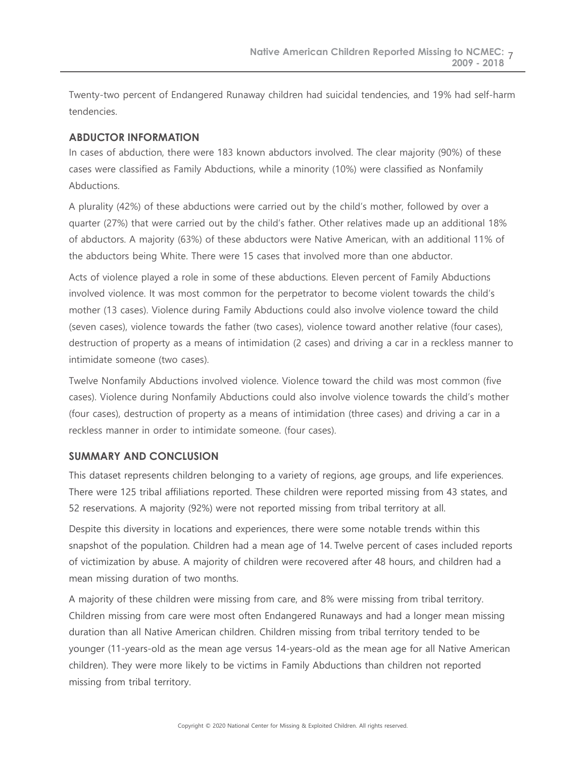Twenty-two percent of Endangered Runaway children had suicidal tendencies, and 19% had self-harm tendencies.

## ABDUCTOR INFORMATION

In cases of abduction, there were 183 known abductors involved. The clear majority (90%) of these cases were classified as Family Abductions, while a minority (10%) were classified as Nonfamily Abductions.

A plurality (42%) of these abductions were carried out by the child's mother, followed by over a quarter (27%) that were carried out by the child's father. Other relatives made up an additional 18% of abductors. A majority (63%) of these abductors were Native American, with an additional 11% of the abductors being White. There were 15 cases that involved more than one abductor.

Acts of violence played a role in some of these abductions. Eleven percent of Family Abductions involved violence. It was most common for the perpetrator to become violent towards the child's mother (13 cases). Violence during Family Abductions could also involve violence toward the child (seven cases), violence towards the father (two cases), violence toward another relative (four cases), destruction of property as a means of intimidation (2 cases) and driving a car in a reckless manner to intimidate someone (two cases).

Twelve Nonfamily Abductions involved violence. Violence toward the child was most common (five cases). Violence during Nonfamily Abductions could also involve violence towards the child's mother (four cases), destruction of property as a means of intimidation (three cases) and driving a car in a reckless manner in order to intimidate someone. (four cases).

## SUMMARY AND CONCLUSION

This dataset represents children belonging to a variety of regions, age groups, and life experiences. There were 125 tribal affiliations reported. These children were reported missing from 43 states, and 52 reservations. A majority (92%) were not reported missing from tribal territory at all.

Despite this diversity in locations and experiences, there were some notable trends within this snapshot of the population. Children had a mean age of 14. Twelve percent of cases included reports of victimization by abuse. A majority of children were recovered after 48 hours, and children had a mean missing duration of two months.

A majority of these children were missing from care, and 8% were missing from tribal territory. Children missing from care were most often Endangered Runaways and had a longer mean missing duration than all Native American children. Children missing from tribal territory tended to be younger (11-years-old as the mean age versus 14-years-old as the mean age for all Native American children). They were more likely to be victims in Family Abductions than children not reported missing from tribal territory.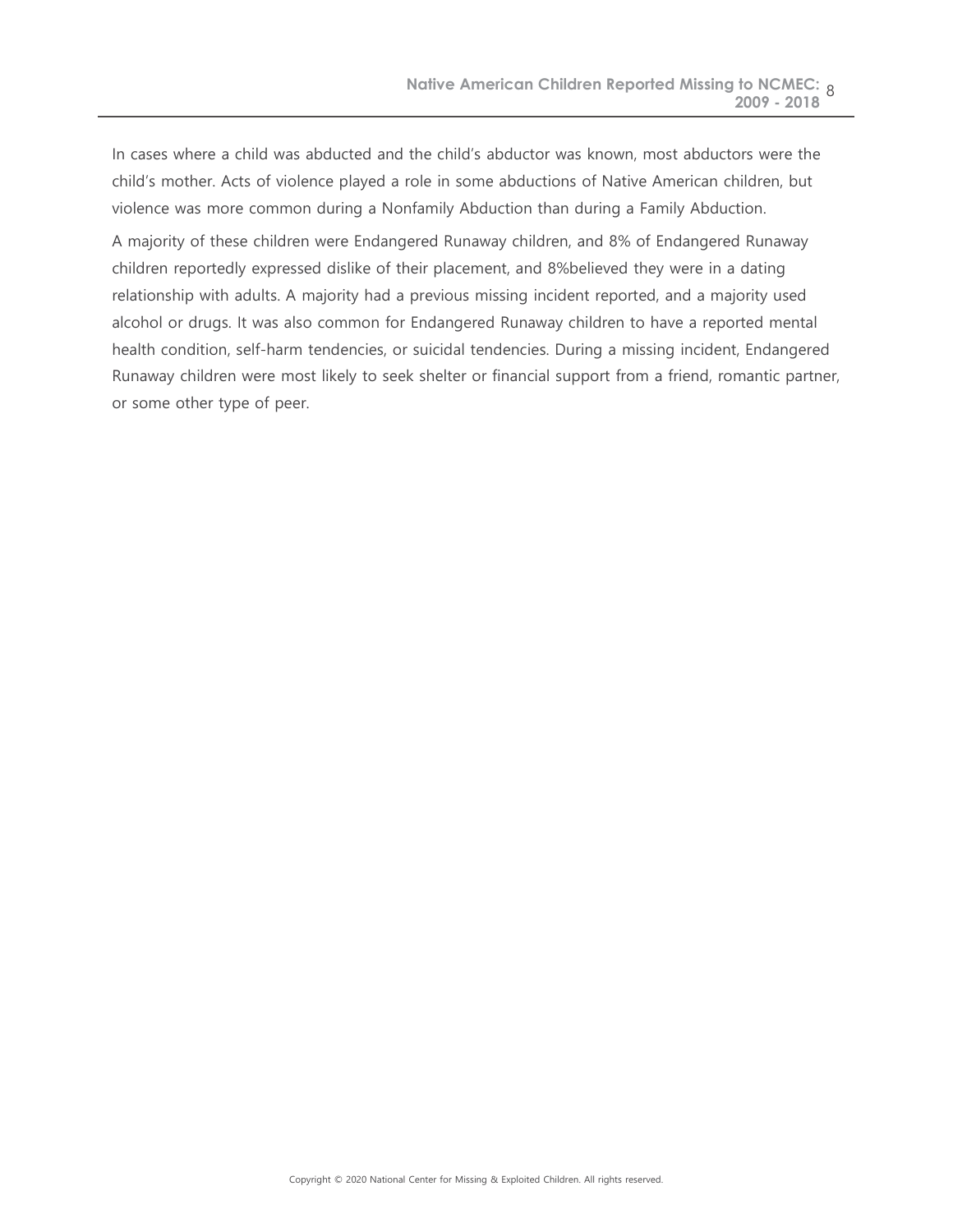In cases where a child was abducted and the child's abductor was known, most abductors were the child's mother. Acts of violence played a role in some abductions of Native American children, but violence was more common during a Nonfamily Abduction than during a Family Abduction.

A majority of these children were Endangered Runaway children, and 8% of Endangered Runaway children reportedly expressed dislike of their placement, and 8%believed they were in a dating relationship with adults. A majority had a previous missing incident reported, and a majority used alcohol or drugs. It was also common for Endangered Runaway children to have a reported mental health condition, self-harm tendencies, or suicidal tendencies. During a missing incident, Endangered Runaway children were most likely to seek shelter or financial support from a friend, romantic partner, or some other type of peer.

Copyright © 2020 National Center for Missing & Exploited Children. All rights reserved.